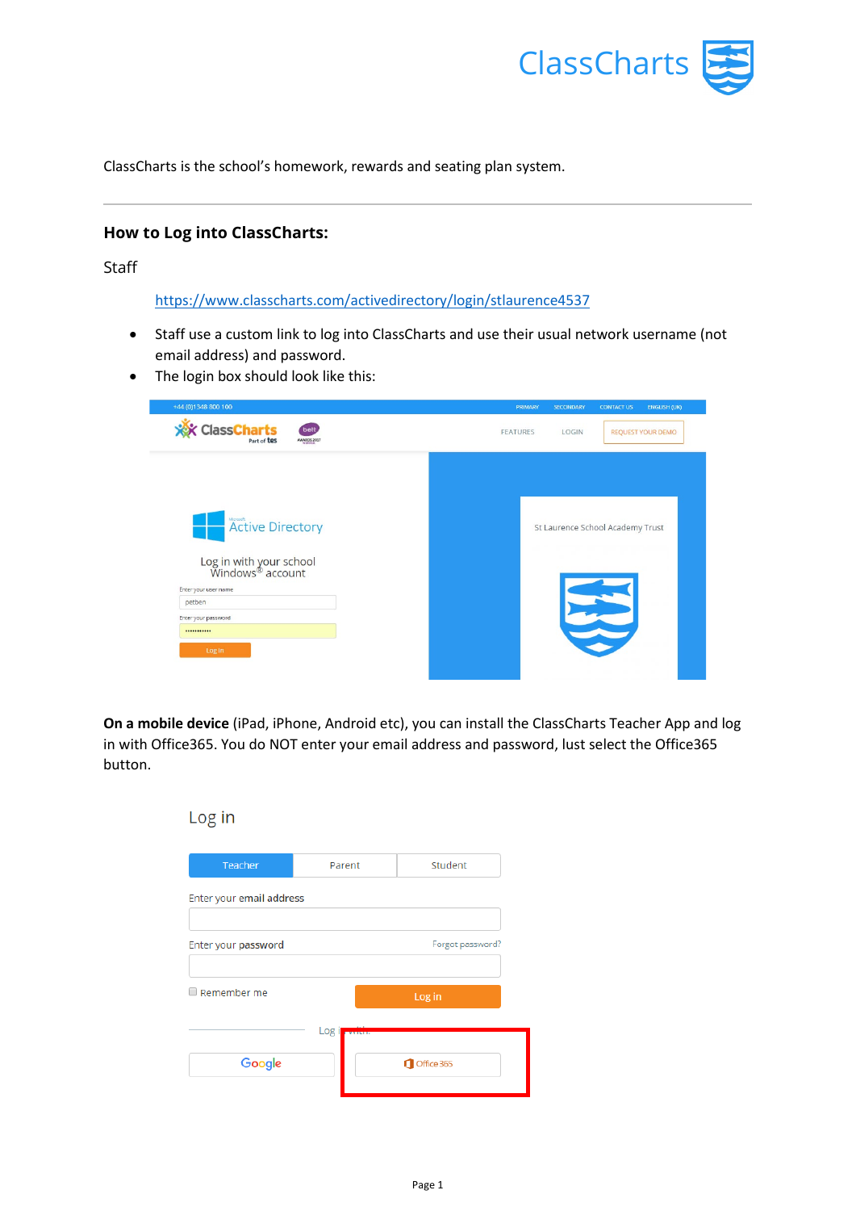ClassCharts is the school's homework, rewards and seating plan system.

---

## How to Log into ClassCharts:

Staff

https://www.classcharts.com/activedirectory/login/stlaurence4537

- Staff use a custom link to log into ClassCharts and use their usual network username (not email address) and password.
- The login box should look like this:

**On a mobile device** (iPad, iPhone, Android etc), you can install the ClassCharts Teacher App and log in with Office365. You do NOT enter your email address and password, lust select the Office365 button.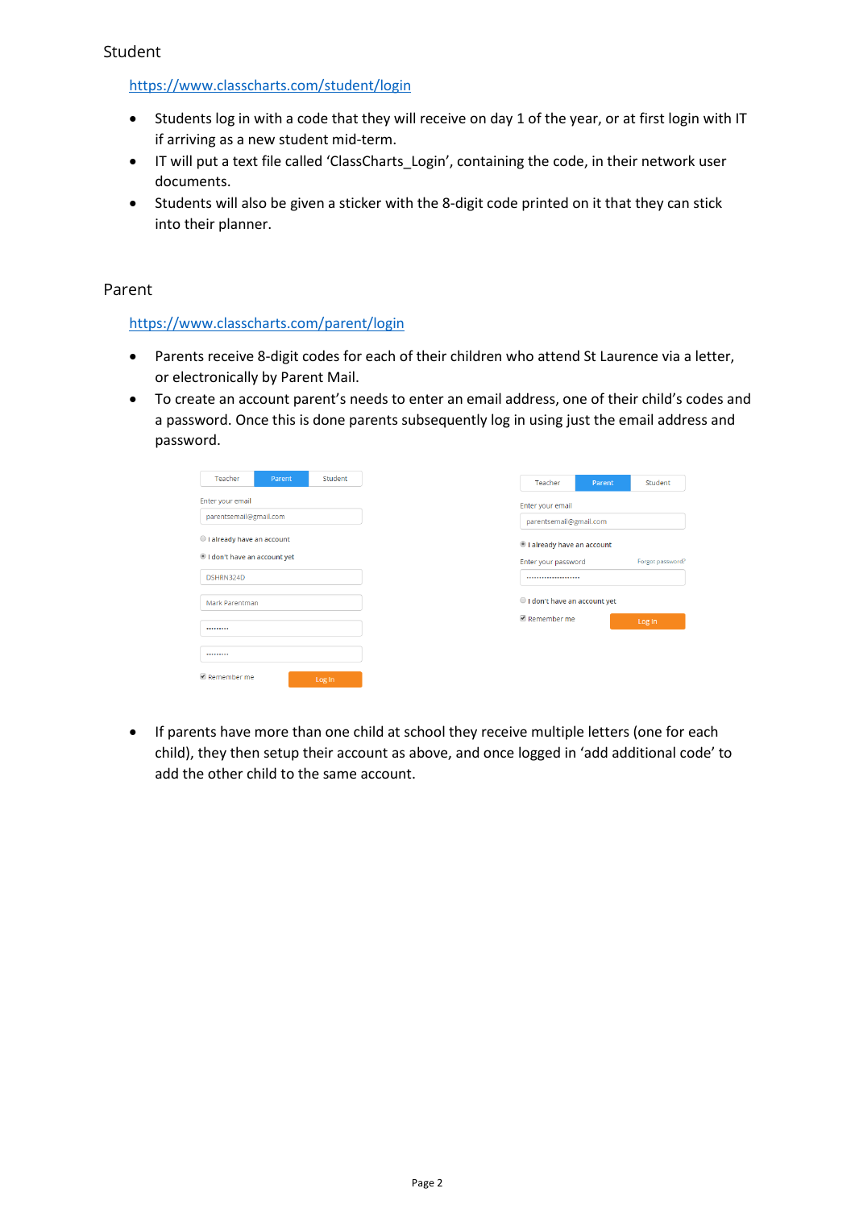## Student

https://www.classcharts.com/student/login

- Students log in with a code that they will receive on day 1 of the year, or at first login with IT if arriving as a new student mid-term.
- IT will put a text file called 'ClassCharts_Login', containing the code, in their network user documents.
- Students will also be given a sticker with the 8-digit code printed on it that they can stick into their planner.

## Parent

https://www.classcharts.com/parent/login

- Parents receive 8-digit codes for each of their children who attend St Laurence via a letter, or electronically by Parent Mail.
- To create an account parent's needs to enter an email address, one of their child's codes and a password. Once this is done parents subsequently log in using just the email address and password.

- If parents have more than one child at school they receive multiple letters (one for each child), they then setup their account as above, and once logged in 'add additional code' to add the other child to the same account.